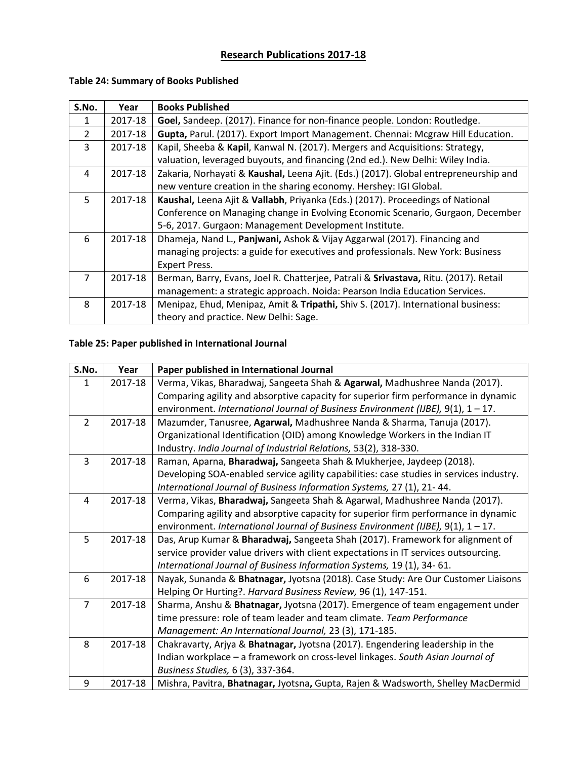# Research Publications 2017-18

**Table 24: Summary of Books Published**

| S.No. | Year | Books Published |
|---|---|---|
| 1 | 2017-18 | **Goel,** Sandeep. (2017). Finance for non-finance people. London: Routledge. |
| 2 | 2017-18 | **Gupta,** Parul. (2017). Export Import Management. Chennai: Mcgraw Hill Education. |
| 3 | 2017-18 | Kapil, Sheeba & **Kapil**, Kanwal N. (2017). Mergers and Acquisitions: Strategy, valuation, leveraged buyouts, and financing (2nd ed.). New Delhi: Wiley India. |
| 4 | 2017-18 | Zakaria, Norhayati & **Kaushal,** Leena Ajit. (Eds.) (2017). Global entrepreneurship and new venture creation in the sharing economy. Hershey: IGI Global. |
| 5 | 2017-18 | **Kaushal,** Leena Ajit & **Vallabh**, Priyanka (Eds.) (2017). Proceedings of National Conference on Managing change in Evolving Economic Scenario, Gurgaon, December 5-6, 2017. Gurgaon: Management Development Institute. |
| 6 | 2017-18 | Dhameja, Nand L., **Panjwani,** Ashok & Vijay Aggarwal (2017). Financing and managing projects: a guide for executives and professionals. New York: Business Expert Press. |
| 7 | 2017-18 | Berman, Barry, Evans, Joel R. Chatterjee, Patrali & **Srivastava,** Ritu. (2017). Retail management: a strategic approach. Noida: Pearson India Education Services. |
| 8 | 2017-18 | Menipaz, Ehud, Menipaz, Amit & **Tripathi,** Shiv S. (2017). International business: theory and practice. New Delhi: Sage. |

**Table 25: Paper published in International Journal**

| S.No. | Year | Paper published in International Journal |
|---|---|---|
| 1 | 2017-18 | Verma, Vikas, Bharadwaj, Sangeeta Shah & **Agarwal,** Madhushree Nanda (2017). Comparing agility and absorptive capacity for superior firm performance in dynamic environment. *International Journal of Business Environment (IJBE),* 9(1), 1 – 17. |
| 2 | 2017-18 | Mazumder, Tanusree, **Agarwal,** Madhushree Nanda & Sharma, Tanuja (2017). Organizational Identification (OID) among Knowledge Workers in the Indian IT Industry. *India Journal of Industrial Relations,* 53(2), 318-330. |
| 3 | 2017-18 | Raman, Aparna, **Bharadwaj,** Sangeeta Shah & Mukherjee, Jaydeep (2018). Developing SOA-enabled service agility capabilities: case studies in services industry. *International Journal of Business Information Systems,* 27 (1), 21- 44. |
| 4 | 2017-18 | Verma, Vikas, **Bharadwaj,** Sangeeta Shah & Agarwal, Madhushree Nanda (2017). Comparing agility and absorptive capacity for superior firm performance in dynamic environment. *International Journal of Business Environment (IJBE),* 9(1), 1 – 17. |
| 5 | 2017-18 | Das, Arup Kumar & **Bharadwaj,** Sangeeta Shah (2017). Framework for alignment of service provider value drivers with client expectations in IT services outsourcing. *International Journal of Business Information Systems,* 19 (1), 34- 61. |
| 6 | 2017-18 | Nayak, Sunanda & **Bhatnagar,** Jyotsna (2018). Case Study: Are Our Customer Liaisons Helping Or Hurting?. *Harvard Business Review,* 96 (1), 147-151. |
| 7 | 2017-18 | Sharma, Anshu & **Bhatnagar,** Jyotsna (2017). Emergence of team engagement under time pressure: role of team leader and team climate. *Team Performance Management: An International Journal,* 23 (3), 171-185. |
| 8 | 2017-18 | Chakravarty, Arjya & **Bhatnagar,** Jyotsna (2017). Engendering leadership in the Indian workplace – a framework on cross-level linkages. *South Asian Journal of Business Studies,* 6 (3), 337-364. |
| 9 | 2017-18 | Mishra, Pavitra, **Bhatnagar,** Jyotsna**,** Gupta, Rajen & Wadsworth, Shelley MacDermid |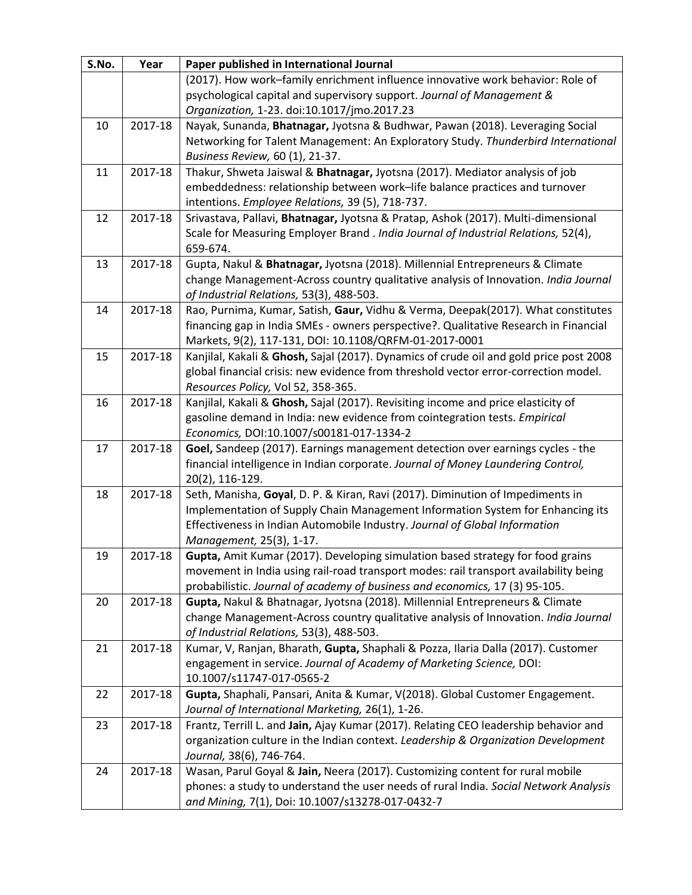| S.No. | Year | Paper published in International Journal |
|---|---|---|
| | | (2017). How work–family enrichment influence innovative work behavior: Role of psychological capital and supervisory support. *Journal of Management & Organization,* 1-23. doi:10.1017/jmo.2017.23 |
| 10 | 2017-18 | Nayak, Sunanda, **Bhatnagar,** Jyotsna & Budhwar, Pawan (2018). Leveraging Social Networking for Talent Management: An Exploratory Study. *Thunderbird International Business Review,* 60 (1), 21-37. |
| 11 | 2017-18 | Thakur, Shweta Jaiswal & **Bhatnagar,** Jyotsna (2017). Mediator analysis of job embeddedness: relationship between work–life balance practices and turnover intentions. *Employee Relations,* 39 (5), 718-737. |
| 12 | 2017-18 | Srivastava, Pallavi, **Bhatnagar,** Jyotsna & Pratap, Ashok (2017). Multi-dimensional Scale for Measuring Employer Brand . *India Journal of Industrial Relations,* 52(4), 659-674. |
| 13 | 2017-18 | Gupta, Nakul & **Bhatnagar,** Jyotsna (2018). Millennial Entrepreneurs & Climate change Management-Across country qualitative analysis of Innovation. *India Journal of Industrial Relations,* 53(3), 488-503. |
| 14 | 2017-18 | Rao, Purnima, Kumar, Satish, **Gaur,** Vidhu & Verma, Deepak(2017). What constitutes financing gap in India SMEs - owners perspective?. Qualitative Research in Financial Markets, 9(2), 117-131, DOI: 10.1108/QRFM-01-2017-0001 |
| 15 | 2017-18 | Kanjilal, Kakali & **Ghosh,** Sajal (2017). Dynamics of crude oil and gold price post 2008 global financial crisis: new evidence from threshold vector error-correction model. *Resources Policy,* Vol 52, 358-365. |
| 16 | 2017-18 | Kanjilal, Kakali & **Ghosh,** Sajal (2017). Revisiting income and price elasticity of gasoline demand in India: new evidence from cointegration tests. *Empirical Economics,* DOI:10.1007/s00181-017-1334-2 |
| 17 | 2017-18 | **Goel,** Sandeep (2017). Earnings management detection over earnings cycles - the financial intelligence in Indian corporate. *Journal of Money Laundering Control,* 20(2), 116-129. |
| 18 | 2017-18 | Seth, Manisha, **Goyal**, D. P. & Kiran, Ravi (2017). Diminution of Impediments in Implementation of Supply Chain Management Information System for Enhancing its Effectiveness in Indian Automobile Industry. *Journal of Global Information Management,* 25(3), 1-17. |
| 19 | 2017-18 | **Gupta,** Amit Kumar (2017). Developing simulation based strategy for food grains movement in India using rail-road transport modes: rail transport availability being probabilistic. *Journal of academy of business and economics,* 17 (3) 95-105. |
| 20 | 2017-18 | **Gupta,** Nakul & Bhatnagar, Jyotsna (2018). Millennial Entrepreneurs & Climate change Management-Across country qualitative analysis of Innovation. *India Journal of Industrial Relations,* 53(3), 488-503. |
| 21 | 2017-18 | Kumar, V, Ranjan, Bharath, **Gupta,** Shaphali & Pozza, Ilaria Dalla (2017). Customer engagement in service. *Journal of Academy of Marketing Science,* DOI: 10.1007/s11747-017-0565-2 |
| 22 | 2017-18 | **Gupta,** Shaphali, Pansari, Anita & Kumar, V(2018). Global Customer Engagement. *Journal of International Marketing,* 26(1), 1-26. |
| 23 | 2017-18 | Frantz, Terrill L. and **Jain,** Ajay Kumar (2017). Relating CEO leadership behavior and organization culture in the Indian context. *Leadership & Organization Development Journal,* 38(6), 746-764. |
| 24 | 2017-18 | Wasan, Parul Goyal & **Jain,** Neera (2017). Customizing content for rural mobile phones: a study to understand the user needs of rural India. *Social Network Analysis and Mining,* 7(1), Doi: 10.1007/s13278-017-0432-7 |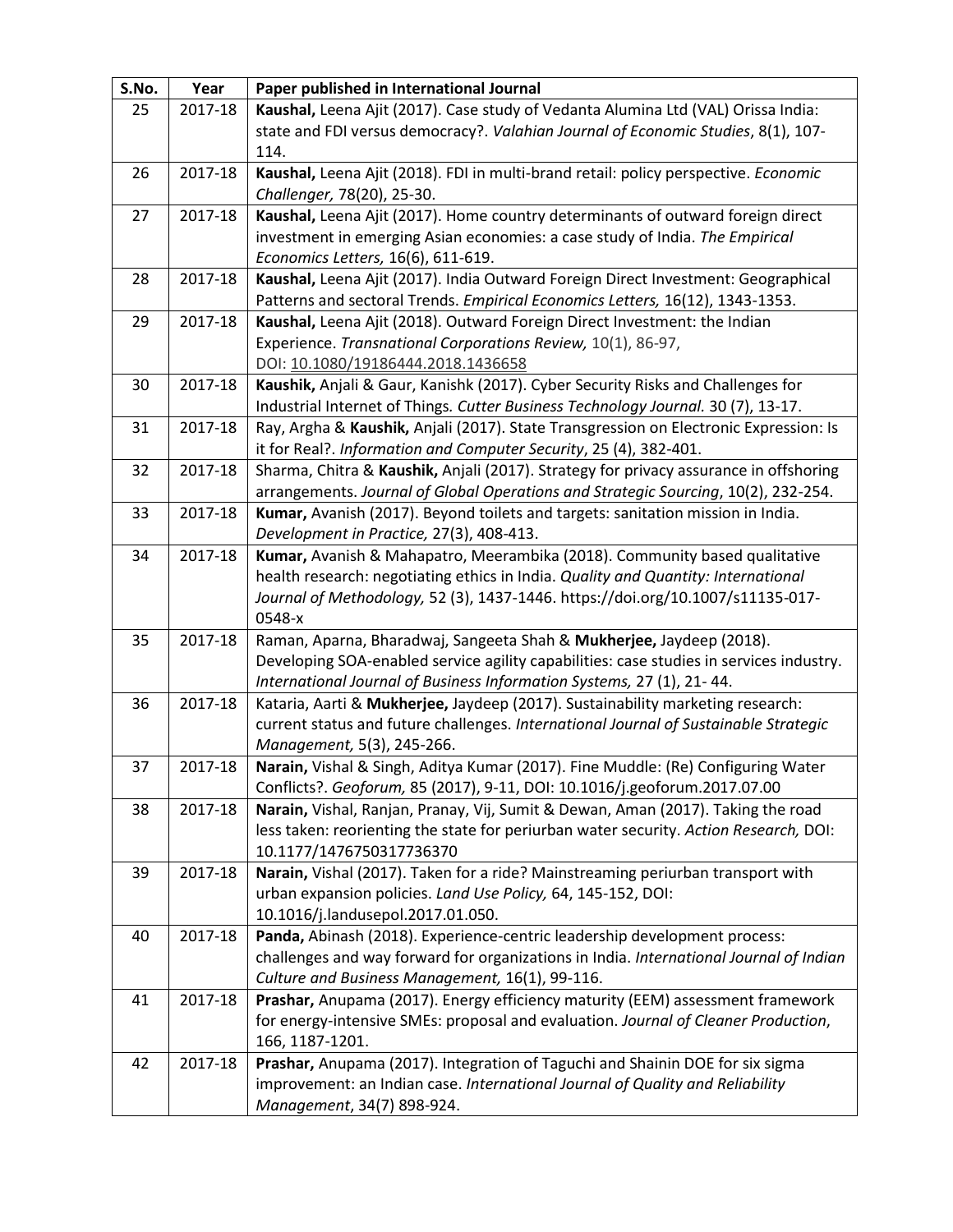| S.No. | Year | Paper published in International Journal |
|---|---|---|
| 25 | 2017-18 | **Kaushal,** Leena Ajit (2017). Case study of Vedanta Alumina Ltd (VAL) Orissa India: state and FDI versus democracy?. *Valahian Journal of Economic Studies*, 8(1), 107-114. |
| 26 | 2017-18 | **Kaushal,** Leena Ajit (2018). FDI in multi-brand retail: policy perspective. *Economic Challenger,* 78(20), 25-30. |
| 27 | 2017-18 | **Kaushal,** Leena Ajit (2017). Home country determinants of outward foreign direct investment in emerging Asian economies: a case study of India. *The Empirical Economics Letters,* 16(6), 611-619. |
| 28 | 2017-18 | **Kaushal,** Leena Ajit (2017). India Outward Foreign Direct Investment: Geographical Patterns and sectoral Trends. *Empirical Economics Letters,* 16(12), 1343-1353. |
| 29 | 2017-18 | **Kaushal,** Leena Ajit (2018). Outward Foreign Direct Investment: the Indian Experience. *Transnational Corporations Review,* 10(1), 86-97, DOI: 10.1080/19186444.2018.1436658 |
| 30 | 2017-18 | **Kaushik,** Anjali & Gaur, Kanishk (2017). Cyber Security Risks and Challenges for Industrial Internet of Things*. Cutter Business Technology Journal.* 30 (7), 13-17. |
| 31 | 2017-18 | Ray, Argha & **Kaushik,** Anjali (2017). State Transgression on Electronic Expression: Is it for Real?. *Information and Computer Security*, 25 (4), 382-401. |
| 32 | 2017-18 | Sharma, Chitra & **Kaushik,** Anjali (2017). Strategy for privacy assurance in offshoring arrangements. *Journal of Global Operations and Strategic Sourcing*, 10(2), 232-254. |
| 33 | 2017-18 | **Kumar,** Avanish (2017). Beyond toilets and targets: sanitation mission in India. *Development in Practice,* 27(3), 408-413. |
| 34 | 2017-18 | **Kumar,** Avanish & Mahapatro, Meerambika (2018). Community based qualitative health research: negotiating ethics in India. *Quality and Quantity: International Journal of Methodology,* 52 (3), 1437-1446. https://doi.org/10.1007/s11135-017-0548-x |
| 35 | 2017-18 | Raman, Aparna, Bharadwaj, Sangeeta Shah & **Mukherjee,** Jaydeep (2018). Developing SOA-enabled service agility capabilities: case studies in services industry. *International Journal of Business Information Systems,* 27 (1), 21- 44. |
| 36 | 2017-18 | Kataria, Aarti & **Mukherjee,** Jaydeep (2017). Sustainability marketing research: current status and future challenges. *International Journal of Sustainable Strategic Management,* 5(3), 245-266. |
| 37 | 2017-18 | **Narain,** Vishal & Singh, Aditya Kumar (2017). Fine Muddle: (Re) Configuring Water Conflicts?. *Geoforum,* 85 (2017), 9-11, DOI: 10.1016/j.geoforum.2017.07.00 |
| 38 | 2017-18 | **Narain,** Vishal, Ranjan, Pranay, Vij, Sumit & Dewan, Aman (2017). Taking the road less taken: reorienting the state for periurban water security. *Action Research,* DOI: 10.1177/1476750317736370 |
| 39 | 2017-18 | **Narain,** Vishal (2017). Taken for a ride? Mainstreaming periurban transport with urban expansion policies. *Land Use Policy,* 64, 145-152, DOI: 10.1016/j.landusepol.2017.01.050. |
| 40 | 2017-18 | **Panda,** Abinash (2018). Experience-centric leadership development process: challenges and way forward for organizations in India. *International Journal of Indian Culture and Business Management,* 16(1), 99-116. |
| 41 | 2017-18 | **Prashar,** Anupama (2017). Energy efficiency maturity (EEM) assessment framework for energy-intensive SMEs: proposal and evaluation. *Journal of Cleaner Production*, 166, 1187-1201. |
| 42 | 2017-18 | **Prashar,** Anupama (2017). Integration of Taguchi and Shainin DOE for six sigma improvement: an Indian case. *International Journal of Quality and Reliability Management*, 34(7) 898-924. |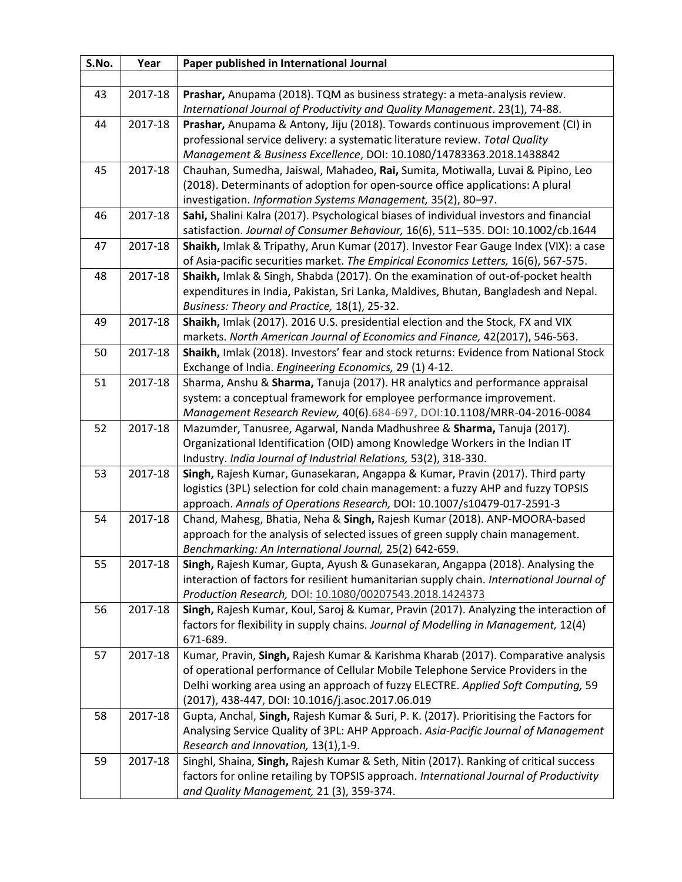| S.No. | Year | Paper published in International Journal |
|---|---|---|
| | | |
| 43 | 2017-18 | **Prashar,** Anupama (2018). TQM as business strategy: a meta-analysis review. *International Journal of Productivity and Quality Management*. 23(1), 74-88. |
| 44 | 2017-18 | **Prashar,** Anupama & Antony, Jiju (2018). Towards continuous improvement (CI) in professional service delivery: a systematic literature review. *Total Quality Management & Business Excellence*, DOI: 10.1080/14783363.2018.1438842 |
| 45 | 2017-18 | Chauhan, Sumedha, Jaiswal, Mahadeo, **Rai,** Sumita, Motiwalla, Luvai & Pipino, Leo (2018). Determinants of adoption for open-source office applications: A plural investigation. *Information Systems Management,* 35(2), 80–97. |
| 46 | 2017-18 | **Sahi,** Shalini Kalra (2017). Psychological biases of individual investors and financial satisfaction. *Journal of Consumer Behaviour,* 16(6), 511–535. DOI: 10.1002/cb.1644 |
| 47 | 2017-18 | **Shaikh,** Imlak & Tripathy, Arun Kumar (2017). Investor Fear Gauge Index (VIX): a case of Asia-pacific securities market. *The Empirical Economics Letters,* 16(6), 567-575. |
| 48 | 2017-18 | **Shaikh,** Imlak & Singh, Shabda (2017). On the examination of out-of-pocket health expenditures in India, Pakistan, Sri Lanka, Maldives, Bhutan, Bangladesh and Nepal. *Business: Theory and Practice,* 18(1), 25-32. |
| 49 | 2017-18 | **Shaikh,** Imlak (2017). 2016 U.S. presidential election and the Stock, FX and VIX markets. *North American Journal of Economics and Finance,* 42(2017), 546-563. |
| 50 | 2017-18 | **Shaikh,** Imlak (2018). Investors' fear and stock returns: Evidence from National Stock Exchange of India. *Engineering Economics,* 29 (1) 4-12. |
| 51 | 2017-18 | Sharma, Anshu & **Sharma,** Tanuja (2017). HR analytics and performance appraisal system: a conceptual framework for employee performance improvement. *Management Research Review,* 40(6).684-697, DOI:10.1108/MRR-04-2016-0084 |
| 52 | 2017-18 | Mazumder, Tanusree, Agarwal, Nanda Madhushree & **Sharma,** Tanuja (2017). Organizational Identification (OID) among Knowledge Workers in the Indian IT Industry. *India Journal of Industrial Relations,* 53(2), 318-330. |
| 53 | 2017-18 | **Singh,** Rajesh Kumar, Gunasekaran, Angappa & Kumar, Pravin (2017). Third party logistics (3PL) selection for cold chain management: a fuzzy AHP and fuzzy TOPSIS approach. *Annals of Operations Research,* DOI: 10.1007/s10479-017-2591-3 |
| 54 | 2017-18 | Chand, Mahesg, Bhatia, Neha & **Singh,** Rajesh Kumar (2018). ANP-MOORA-based approach for the analysis of selected issues of green supply chain management. *Benchmarking: An International Journal,* 25(2) 642-659. |
| 55 | 2017-18 | **Singh,** Rajesh Kumar, Gupta, Ayush & Gunasekaran, Angappa (2018). Analysing the interaction of factors for resilient humanitarian supply chain. *International Journal of Production Research,* DOI: 10.1080/00207543.2018.1424373 |
| 56 | 2017-18 | **Singh,** Rajesh Kumar, Koul, Saroj & Kumar, Pravin (2017). Analyzing the interaction of factors for flexibility in supply chains. *Journal of Modelling in Management,* 12(4) 671-689. |
| 57 | 2017-18 | Kumar, Pravin, **Singh,** Rajesh Kumar & Karishma Kharab (2017). Comparative analysis of operational performance of Cellular Mobile Telephone Service Providers in the Delhi working area using an approach of fuzzy ELECTRE. *Applied Soft Computing,* 59 (2017), 438-447, DOI: 10.1016/j.asoc.2017.06.019 |
| 58 | 2017-18 | Gupta, Anchal, **Singh,** Rajesh Kumar & Suri, P. K. (2017). Prioritising the Factors for Analysing Service Quality of 3PL: AHP Approach. *Asia-Pacific Journal of Management Research and Innovation,* 13(1),1-9. |
| 59 | 2017-18 | Singhl, Shaina, **Singh,** Rajesh Kumar & Seth, Nitin (2017). Ranking of critical success factors for online retailing by TOPSIS approach. *International Journal of Productivity and Quality Management,* 21 (3), 359-374. |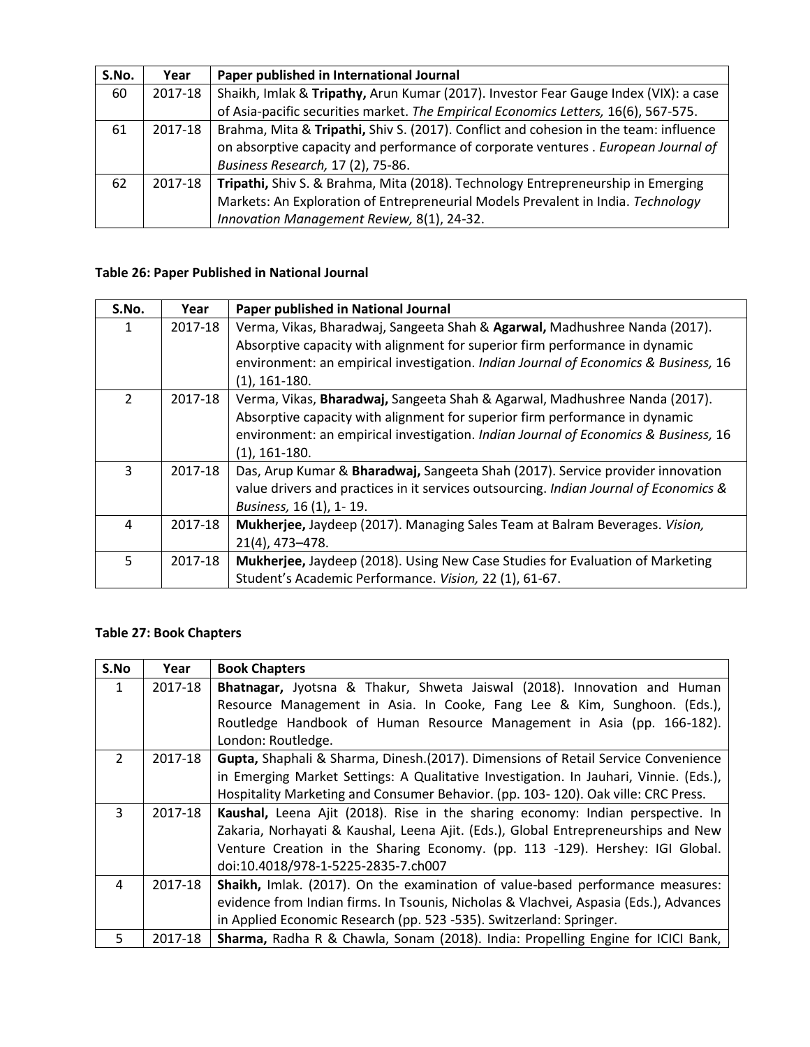| S.No. | Year | Paper published in International Journal |
|---|---|---|
| 60 | 2017-18 | Shaikh, Imlak & **Tripathy,** Arun Kumar (2017). Investor Fear Gauge Index (VIX): a case of Asia-pacific securities market. *The Empirical Economics Letters,* 16(6), 567-575. |
| 61 | 2017-18 | Brahma, Mita & **Tripathi,** Shiv S. (2017). Conflict and cohesion in the team: influence on absorptive capacity and performance of corporate ventures . *European Journal of Business Research,* 17 (2), 75-86. |
| 62 | 2017-18 | **Tripathi,** Shiv S. & Brahma, Mita (2018). Technology Entrepreneurship in Emerging Markets: An Exploration of Entrepreneurial Models Prevalent in India. *Technology Innovation Management Review,* 8(1), 24-32. |

**Table 26: Paper Published in National Journal**

| S.No. | Year | Paper published in National Journal |
|---|---|---|
| 1 | 2017-18 | Verma, Vikas, Bharadwaj, Sangeeta Shah & **Agarwal,** Madhushree Nanda (2017). Absorptive capacity with alignment for superior firm performance in dynamic environment: an empirical investigation. *Indian Journal of Economics & Business,* 16 (1), 161-180. |
| 2 | 2017-18 | Verma, Vikas, **Bharadwaj,** Sangeeta Shah & Agarwal, Madhushree Nanda (2017). Absorptive capacity with alignment for superior firm performance in dynamic environment: an empirical investigation. *Indian Journal of Economics & Business,* 16 (1), 161-180. |
| 3 | 2017-18 | Das, Arup Kumar & **Bharadwaj,** Sangeeta Shah (2017). Service provider innovation value drivers and practices in it services outsourcing. *Indian Journal of Economics & Business,* 16 (1), 1- 19. |
| 4 | 2017-18 | **Mukherjee,** Jaydeep (2017). Managing Sales Team at Balram Beverages. *Vision,* 21(4), 473–478. |
| 5 | 2017-18 | **Mukherjee,** Jaydeep (2018). Using New Case Studies for Evaluation of Marketing Student's Academic Performance. *Vision,* 22 (1), 61-67. |

**Table 27: Book Chapters**

| S.No | Year | Book Chapters |
|---|---|---|
| 1 | 2017-18 | **Bhatnagar,** Jyotsna & Thakur, Shweta Jaiswal (2018). Innovation and Human Resource Management in Asia. In Cooke, Fang Lee & Kim, Sunghoon. (Eds.), Routledge Handbook of Human Resource Management in Asia (pp. 166-182). London: Routledge. |
| 2 | 2017-18 | **Gupta,** Shaphali & Sharma, Dinesh.(2017). Dimensions of Retail Service Convenience in Emerging Market Settings: A Qualitative Investigation. In Jauhari, Vinnie. (Eds.), Hospitality Marketing and Consumer Behavior. (pp. 103- 120). Oak ville: CRC Press. |
| 3 | 2017-18 | **Kaushal,** Leena Ajit (2018). Rise in the sharing economy: Indian perspective. In Zakaria, Norhayati & Kaushal, Leena Ajit. (Eds.), Global Entrepreneurships and New Venture Creation in the Sharing Economy. (pp. 113 -129). Hershey: IGI Global. doi:10.4018/978-1-5225-2835-7.ch007 |
| 4 | 2017-18 | **Shaikh,** Imlak. (2017). On the examination of value-based performance measures: evidence from Indian firms. In Tsounis, Nicholas & Vlachvei, Aspasia (Eds.), Advances in Applied Economic Research (pp. 523 -535). Switzerland: Springer. |
| 5 | 2017-18 | **Sharma,** Radha R & Chawla, Sonam (2018). India: Propelling Engine for ICICI Bank, |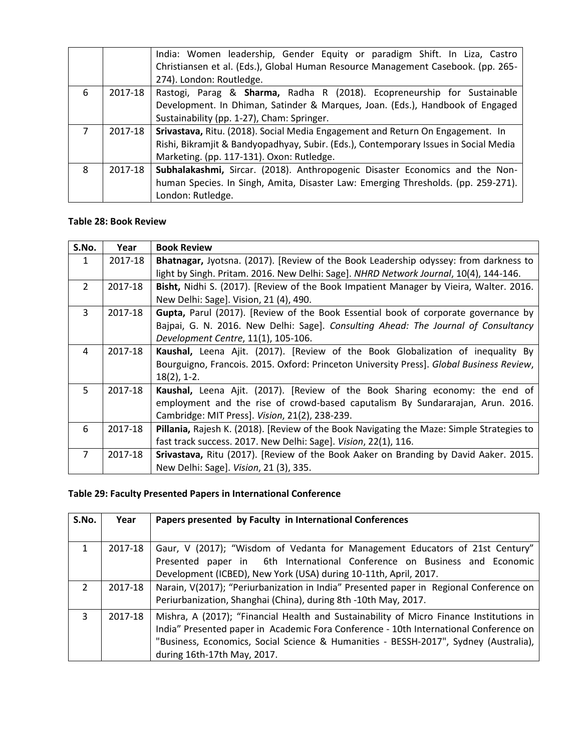| | | |
|---|---|---|
| | | India: Women leadership, Gender Equity or paradigm Shift. In Liza, Castro Christiansen et al. (Eds.), Global Human Resource Management Casebook. (pp. 265-274). London: Routledge. |
| 6 | 2017-18 | Rastogi, Parag & **Sharma,** Radha R (2018). Ecopreneurship for Sustainable Development. In Dhiman, Satinder & Marques, Joan. (Eds.), Handbook of Engaged Sustainability (pp. 1-27), Cham: Springer. |
| 7 | 2017-18 | **Srivastava,** Ritu. (2018). Social Media Engagement and Return On Engagement. In Rishi, Bikramjit & Bandyopadhyay, Subir. (Eds.), Contemporary Issues in Social Media Marketing. (pp. 117-131). Oxon: Rutledge. |
| 8 | 2017-18 | **Subhalakashmi,** Sircar. (2018). Anthropogenic Disaster Economics and the Non-human Species. In Singh, Amita, Disaster Law: Emerging Thresholds. (pp. 259-271). London: Rutledge. |

**Table 28: Book Review**

| S.No. | Year | Book Review |
|---|---|---|
| 1 | 2017-18 | **Bhatnagar,** Jyotsna. (2017). [Review of the Book Leadership odyssey: from darkness to light by Singh. Pritam. 2016. New Delhi: Sage]. *NHRD Network Journal*, 10(4), 144-146. |
| 2 | 2017-18 | **Bisht,** Nidhi S. (2017). [Review of the Book Impatient Manager by Vieira, Walter. 2016. New Delhi: Sage]. Vision, 21 (4), 490. |
| 3 | 2017-18 | **Gupta,** Parul (2017). [Review of the Book Essential book of corporate governance by Bajpai, G. N. 2016. New Delhi: Sage]. *Consulting Ahead: The Journal of Consultancy Development Centre*, 11(1), 105-106. |
| 4 | 2017-18 | **Kaushal,** Leena Ajit. (2017). [Review of the Book Globalization of inequality By Bourguigno, Francois. 2015. Oxford: Princeton University Press]. *Global Business Review*, 18(2), 1-2. |
| 5 | 2017-18 | **Kaushal,** Leena Ajit. (2017). [Review of the Book Sharing economy: the end of employment and the rise of crowd-based caputalism By Sundararajan, Arun. 2016. Cambridge: MIT Press]. *Vision*, 21(2), 238-239. |
| 6 | 2017-18 | **Pillania,** Rajesh K. (2018). [Review of the Book Navigating the Maze: Simple Strategies to fast track success. 2017. New Delhi: Sage]. *Vision*, 22(1), 116. |
| 7 | 2017-18 | **Srivastava,** Ritu (2017). [Review of the Book Aaker on Branding by David Aaker. 2015. New Delhi: Sage]. *Vision*, 21 (3), 335. |

**Table 29: Faculty Presented Papers in International Conference**

| S.No. | Year | Papers presented by Faculty in International Conferences |
|---|---|---|
| 1 | 2017-18 | Gaur, V (2017); "Wisdom of Vedanta for Management Educators of 21st Century" Presented paper in 6th International Conference on Business and Economic Development (ICBED), New York (USA) during 10-11th, April, 2017. |
| 2 | 2017-18 | Narain, V(2017); "Periurbanization in India" Presented paper in Regional Conference on Periurbanization, Shanghai (China), during 8th -10th May, 2017. |
| 3 | 2017-18 | Mishra, A (2017); "Financial Health and Sustainability of Micro Finance Institutions in India" Presented paper in Academic Fora Conference - 10th International Conference on "Business, Economics, Social Science & Humanities - BESSH-2017", Sydney (Australia), during 16th-17th May, 2017. |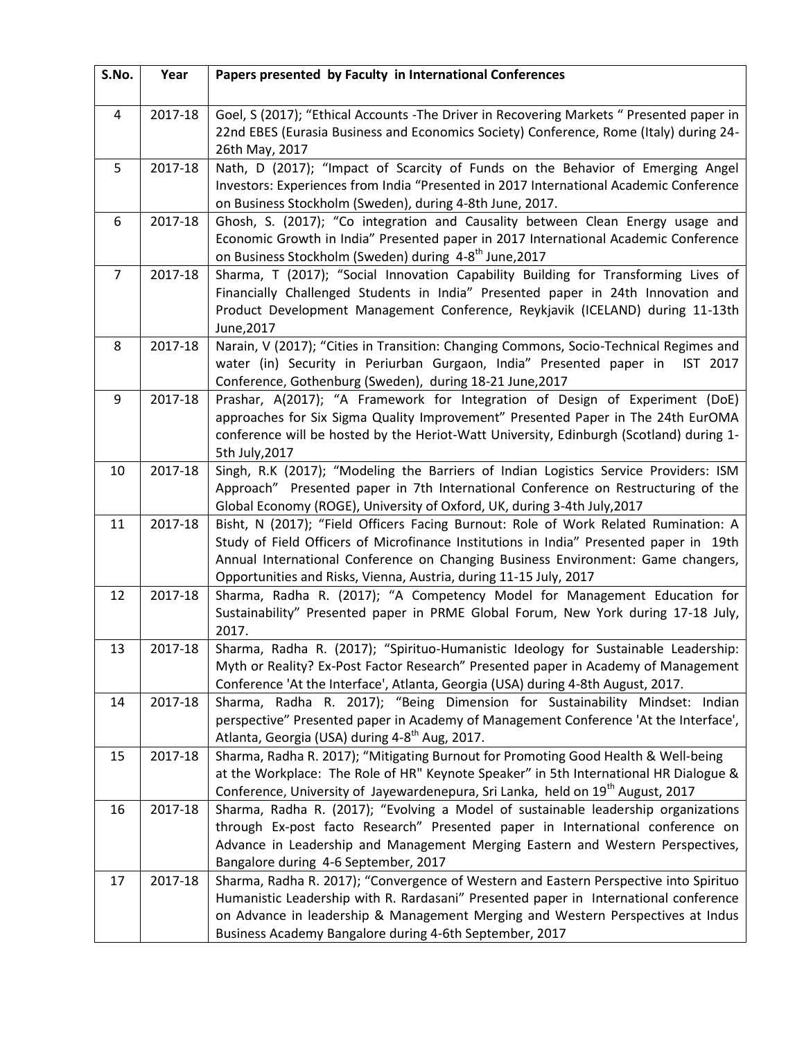| S.No. | Year | Papers presented by Faculty in International Conferences |
|---|---|---|
| 4 | 2017-18 | Goel, S (2017); "Ethical Accounts -The Driver in Recovering Markets " Presented paper in 22nd EBES (Eurasia Business and Economics Society) Conference, Rome (Italy) during 24-26th May, 2017 |
| 5 | 2017-18 | Nath, D (2017); "Impact of Scarcity of Funds on the Behavior of Emerging Angel Investors: Experiences from India "Presented in 2017 International Academic Conference on Business Stockholm (Sweden), during 4-8th June, 2017. |
| 6 | 2017-18 | Ghosh, S. (2017); "Co integration and Causality between Clean Energy usage and Economic Growth in India" Presented paper in 2017 International Academic Conference on Business Stockholm (Sweden) during 4-8th June,2017 |
| 7 | 2017-18 | Sharma, T (2017); "Social Innovation Capability Building for Transforming Lives of Financially Challenged Students in India" Presented paper in 24th Innovation and Product Development Management Conference, Reykjavik (ICELAND) during 11-13th June,2017 |
| 8 | 2017-18 | Narain, V (2017); "Cities in Transition: Changing Commons, Socio-Technical Regimes and water (in) Security in Periurban Gurgaon, India" Presented paper in IST 2017 Conference, Gothenburg (Sweden), during 18-21 June,2017 |
| 9 | 2017-18 | Prashar, A(2017); "A Framework for Integration of Design of Experiment (DoE) approaches for Six Sigma Quality Improvement" Presented Paper in The 24th EurOMA conference will be hosted by the Heriot-Watt University, Edinburgh (Scotland) during 1-5th July,2017 |
| 10 | 2017-18 | Singh, R.K (2017); "Modeling the Barriers of Indian Logistics Service Providers: ISM Approach" Presented paper in 7th International Conference on Restructuring of the Global Economy (ROGE), University of Oxford, UK, during 3-4th July,2017 |
| 11 | 2017-18 | Bisht, N (2017); "Field Officers Facing Burnout: Role of Work Related Rumination: A Study of Field Officers of Microfinance Institutions in India" Presented paper in 19th Annual International Conference on Changing Business Environment: Game changers, Opportunities and Risks, Vienna, Austria, during 11-15 July, 2017 |
| 12 | 2017-18 | Sharma, Radha R. (2017); "A Competency Model for Management Education for Sustainability" Presented paper in PRME Global Forum, New York during 17-18 July, 2017. |
| 13 | 2017-18 | Sharma, Radha R. (2017); "Spirituo-Humanistic Ideology for Sustainable Leadership: Myth or Reality? Ex-Post Factor Research" Presented paper in Academy of Management Conference 'At the Interface', Atlanta, Georgia (USA) during 4-8th August, 2017. |
| 14 | 2017-18 | Sharma, Radha R. 2017); "Being Dimension for Sustainability Mindset: Indian perspective" Presented paper in Academy of Management Conference 'At the Interface', Atlanta, Georgia (USA) during 4-8th Aug, 2017. |
| 15 | 2017-18 | Sharma, Radha R. 2017); "Mitigating Burnout for Promoting Good Health & Well-being at the Workplace: The Role of HR" Keynote Speaker" in 5th International HR Dialogue & Conference, University of Jayewardenepura, Sri Lanka, held on 19th August, 2017 |
| 16 | 2017-18 | Sharma, Radha R. (2017); "Evolving a Model of sustainable leadership organizations through Ex-post facto Research" Presented paper in International conference on Advance in Leadership and Management Merging Eastern and Western Perspectives, Bangalore during 4-6 September, 2017 |
| 17 | 2017-18 | Sharma, Radha R. 2017); "Convergence of Western and Eastern Perspective into Spirituo Humanistic Leadership with R. Rardasani" Presented paper in International conference on Advance in leadership & Management Merging and Western Perspectives at Indus Business Academy Bangalore during 4-6th September, 2017 |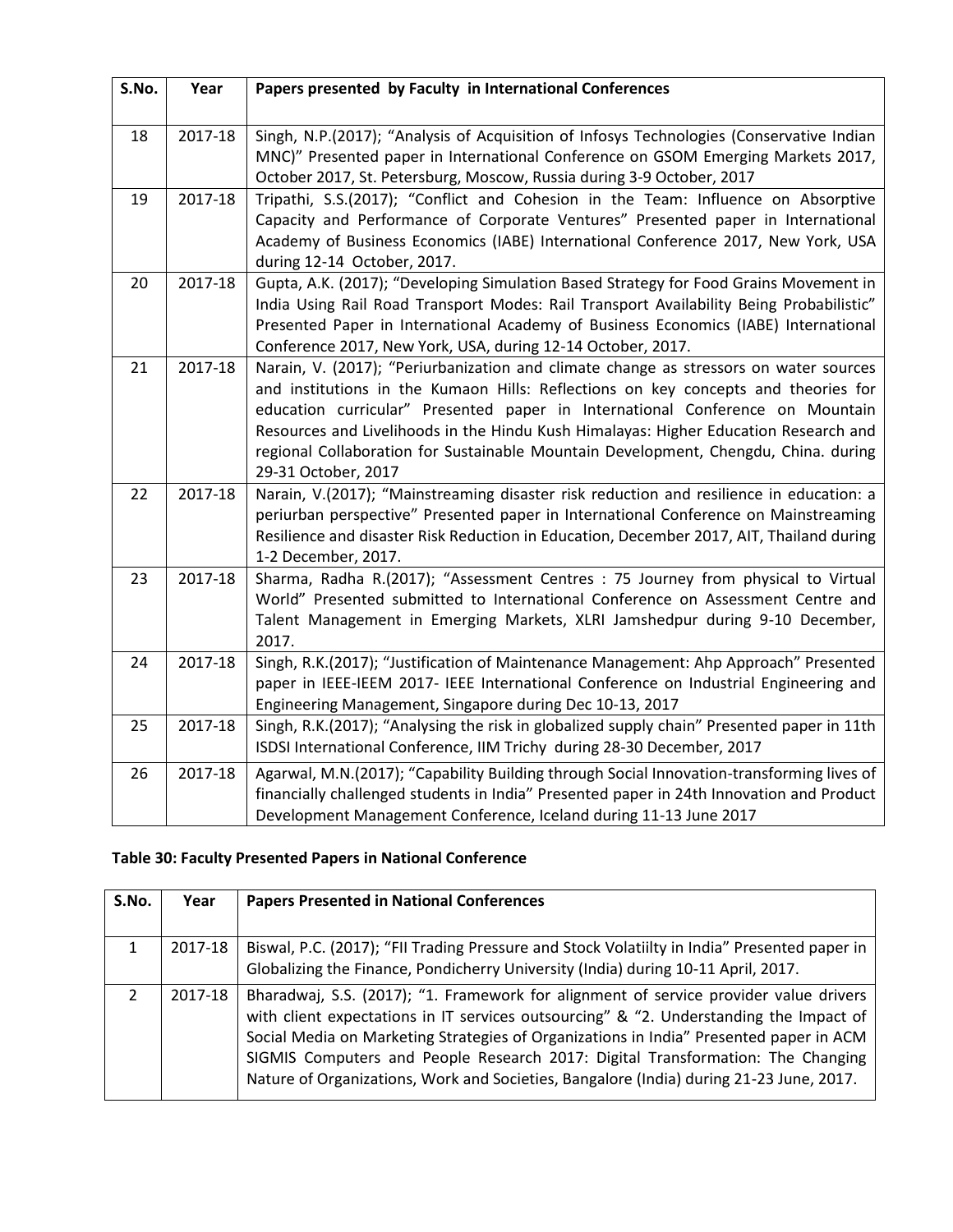| S.No. | Year | Papers presented by Faculty in International Conferences |
|---|---|---|
| 18 | 2017-18 | Singh, N.P.(2017); "Analysis of Acquisition of Infosys Technologies (Conservative Indian MNC)" Presented paper in International Conference on GSOM Emerging Markets 2017, October 2017, St. Petersburg, Moscow, Russia during 3-9 October, 2017 |
| 19 | 2017-18 | Tripathi, S.S.(2017); "Conflict and Cohesion in the Team: Influence on Absorptive Capacity and Performance of Corporate Ventures" Presented paper in International Academy of Business Economics (IABE) International Conference 2017, New York, USA during 12-14 October, 2017. |
| 20 | 2017-18 | Gupta, A.K. (2017); "Developing Simulation Based Strategy for Food Grains Movement in India Using Rail Road Transport Modes: Rail Transport Availability Being Probabilistic" Presented Paper in International Academy of Business Economics (IABE) International Conference 2017, New York, USA, during 12-14 October, 2017. |
| 21 | 2017-18 | Narain, V. (2017); "Periurbanization and climate change as stressors on water sources and institutions in the Kumaon Hills: Reflections on key concepts and theories for education curricular" Presented paper in International Conference on Mountain Resources and Livelihoods in the Hindu Kush Himalayas: Higher Education Research and regional Collaboration for Sustainable Mountain Development, Chengdu, China. during 29-31 October, 2017 |
| 22 | 2017-18 | Narain, V.(2017); "Mainstreaming disaster risk reduction and resilience in education: a periurban perspective" Presented paper in International Conference on Mainstreaming Resilience and disaster Risk Reduction in Education, December 2017, AIT, Thailand during 1-2 December, 2017. |
| 23 | 2017-18 | Sharma, Radha R.(2017); "Assessment Centres : 75 Journey from physical to Virtual World" Presented submitted to International Conference on Assessment Centre and Talent Management in Emerging Markets, XLRI Jamshedpur during 9-10 December, 2017. |
| 24 | 2017-18 | Singh, R.K.(2017); "Justification of Maintenance Management: Ahp Approach" Presented paper in IEEE-IEEM 2017- IEEE International Conference on Industrial Engineering and Engineering Management, Singapore during Dec 10-13, 2017 |
| 25 | 2017-18 | Singh, R.K.(2017); "Analysing the risk in globalized supply chain" Presented paper in 11th ISDSI International Conference, IIM Trichy during 28-30 December, 2017 |
| 26 | 2017-18 | Agarwal, M.N.(2017); "Capability Building through Social Innovation-transforming lives of financially challenged students in India" Presented paper in 24th Innovation and Product Development Management Conference, Iceland during 11-13 June 2017 |

**Table 30: Faculty Presented Papers in National Conference**

| S.No. | Year | Papers Presented in National Conferences |
|---|---|---|
| 1 | 2017-18 | Biswal, P.C. (2017); "FII Trading Pressure and Stock Volatiilty in India" Presented paper in Globalizing the Finance, Pondicherry University (India) during 10-11 April, 2017. |
| 2 | 2017-18 | Bharadwaj, S.S. (2017); "1. Framework for alignment of service provider value drivers with client expectations in IT services outsourcing" & "2. Understanding the Impact of Social Media on Marketing Strategies of Organizations in India" Presented paper in ACM SIGMIS Computers and People Research 2017: Digital Transformation: The Changing Nature of Organizations, Work and Societies, Bangalore (India) during 21-23 June, 2017. |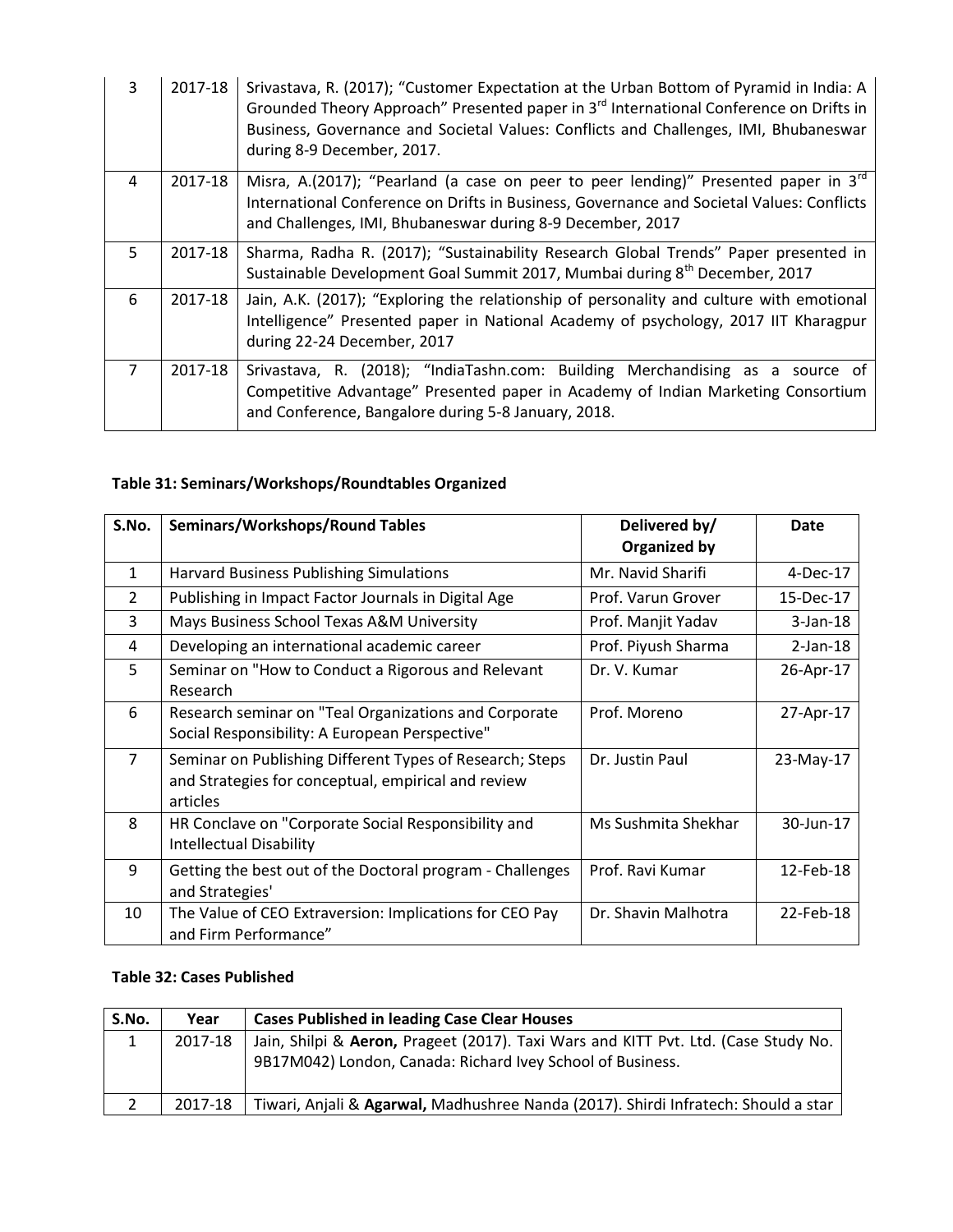| 3 | 2017-18 | Srivastava, R. (2017); "Customer Expectation at the Urban Bottom of Pyramid in India: A Grounded Theory Approach" Presented paper in 3rd International Conference on Drifts in Business, Governance and Societal Values: Conflicts and Challenges, IMI, Bhubaneswar during 8-9 December, 2017. |
|---|---|---|
| 4 | 2017-18 | Misra, A.(2017); "Pearland (a case on peer to peer lending)" Presented paper in 3rd International Conference on Drifts in Business, Governance and Societal Values: Conflicts and Challenges, IMI, Bhubaneswar during 8-9 December, 2017 |
| 5 | 2017-18 | Sharma, Radha R. (2017); "Sustainability Research Global Trends" Paper presented in Sustainable Development Goal Summit 2017, Mumbai during 8th December, 2017 |
| 6 | 2017-18 | Jain, A.K. (2017); "Exploring the relationship of personality and culture with emotional Intelligence" Presented paper in National Academy of psychology, 2017 IIT Kharagpur during 22-24 December, 2017 |
| 7 | 2017-18 | Srivastava, R. (2018); "IndiaTashn.com: Building Merchandising as a source of Competitive Advantage" Presented paper in Academy of Indian Marketing Consortium and Conference, Bangalore during 5-8 January, 2018. |

**Table 31: Seminars/Workshops/Roundtables Organized**

| S.No. | Seminars/Workshops/Round Tables | Delivered by/ Organized by | Date |
|---|---|---|---|
| 1 | Harvard Business Publishing Simulations | Mr. Navid Sharifi | 4-Dec-17 |
| 2 | Publishing in Impact Factor Journals in Digital Age | Prof. Varun Grover | 15-Dec-17 |
| 3 | Mays Business School Texas A&M University | Prof. Manjit Yadav | 3-Jan-18 |
| 4 | Developing an international academic career | Prof. Piyush Sharma | 2-Jan-18 |
| 5 | Seminar on "How to Conduct a Rigorous and Relevant Research | Dr. V. Kumar | 26-Apr-17 |
| 6 | Research seminar on "Teal Organizations and Corporate Social Responsibility: A European Perspective" | Prof. Moreno | 27-Apr-17 |
| 7 | Seminar on Publishing Different Types of Research; Steps and Strategies for conceptual, empirical and review articles | Dr. Justin Paul | 23-May-17 |
| 8 | HR Conclave on "Corporate Social Responsibility and Intellectual Disability | Ms Sushmita Shekhar | 30-Jun-17 |
| 9 | Getting the best out of the Doctoral program - Challenges and Strategies' | Prof. Ravi Kumar | 12-Feb-18 |
| 10 | The Value of CEO Extraversion: Implications for CEO Pay and Firm Performance" | Dr. Shavin Malhotra | 22-Feb-18 |

**Table 32: Cases Published**

| S.No. | Year | Cases Published in leading Case Clear Houses |
|---|---|---|
| 1 | 2017-18 | Jain, Shilpi & **Aeron,** Prageet (2017). Taxi Wars and KITT Pvt. Ltd. (Case Study No. 9B17M042) London, Canada: Richard Ivey School of Business. |
| 2 | 2017-18 | Tiwari, Anjali & **Agarwal,** Madhushree Nanda (2017). Shirdi Infratech: Should a star |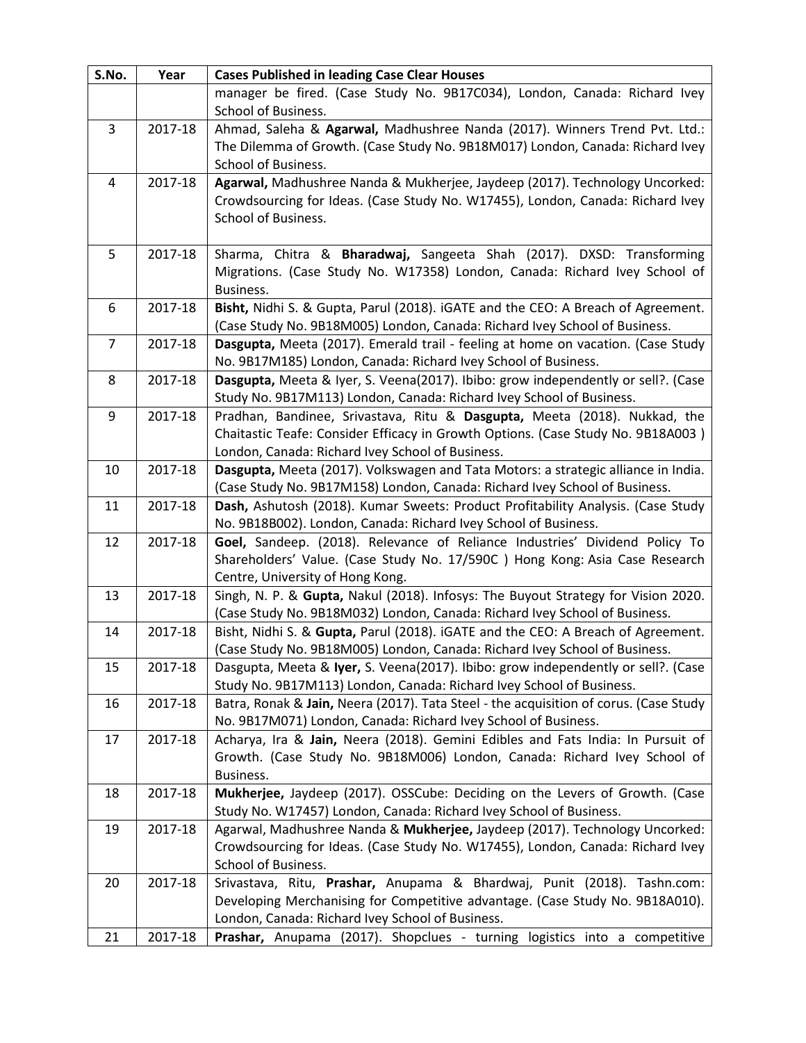| S.No. | Year | Cases Published in leading Case Clear Houses |
|---|---|---|
| | | manager be fired. (Case Study No. 9B17C034), London, Canada: Richard Ivey School of Business. |
| 3 | 2017-18 | Ahmad, Saleha & **Agarwal,** Madhushree Nanda (2017). Winners Trend Pvt. Ltd.: The Dilemma of Growth. (Case Study No. 9B18M017) London, Canada: Richard Ivey School of Business. |
| 4 | 2017-18 | **Agarwal,** Madhushree Nanda & Mukherjee, Jaydeep (2017). Technology Uncorked: Crowdsourcing for Ideas. (Case Study No. W17455), London, Canada: Richard Ivey School of Business. |
| 5 | 2017-18 | Sharma, Chitra & **Bharadwaj,** Sangeeta Shah (2017). DXSD: Transforming Migrations. (Case Study No. W17358) London, Canada: Richard Ivey School of Business. |
| 6 | 2017-18 | **Bisht,** Nidhi S. & Gupta, Parul (2018). iGATE and the CEO: A Breach of Agreement. (Case Study No. 9B18M005) London, Canada: Richard Ivey School of Business. |
| 7 | 2017-18 | **Dasgupta,** Meeta (2017). Emerald trail - feeling at home on vacation. (Case Study No. 9B17M185) London, Canada: Richard Ivey School of Business. |
| 8 | 2017-18 | **Dasgupta,** Meeta & Iyer, S. Veena(2017). Ibibo: grow independently or sell?. (Case Study No. 9B17M113) London, Canada: Richard Ivey School of Business. |
| 9 | 2017-18 | Pradhan, Bandinee, Srivastava, Ritu & **Dasgupta,** Meeta (2018). Nukkad, the Chaitastic Teafe: Consider Efficacy in Growth Options. (Case Study No. 9B18A003 ) London, Canada: Richard Ivey School of Business. |
| 10 | 2017-18 | **Dasgupta,** Meeta (2017). Volkswagen and Tata Motors: a strategic alliance in India. (Case Study No. 9B17M158) London, Canada: Richard Ivey School of Business. |
| 11 | 2017-18 | **Dash,** Ashutosh (2018). Kumar Sweets: Product Profitability Analysis. (Case Study No. 9B18B002). London, Canada: Richard Ivey School of Business. |
| 12 | 2017-18 | **Goel,** Sandeep. (2018). Relevance of Reliance Industries' Dividend Policy To Shareholders' Value. (Case Study No. 17/590C ) Hong Kong: Asia Case Research Centre, University of Hong Kong. |
| 13 | 2017-18 | Singh, N. P. & **Gupta,** Nakul (2018). Infosys: The Buyout Strategy for Vision 2020. (Case Study No. 9B18M032) London, Canada: Richard Ivey School of Business. |
| 14 | 2017-18 | Bisht, Nidhi S. & **Gupta,** Parul (2018). iGATE and the CEO: A Breach of Agreement. (Case Study No. 9B18M005) London, Canada: Richard Ivey School of Business. |
| 15 | 2017-18 | Dasgupta, Meeta & **Iyer,** S. Veena(2017). Ibibo: grow independently or sell?. (Case Study No. 9B17M113) London, Canada: Richard Ivey School of Business. |
| 16 | 2017-18 | Batra, Ronak & **Jain,** Neera (2017). Tata Steel - the acquisition of corus. (Case Study No. 9B17M071) London, Canada: Richard Ivey School of Business. |
| 17 | 2017-18 | Acharya, Ira & **Jain,** Neera (2018). Gemini Edibles and Fats India: In Pursuit of Growth. (Case Study No. 9B18M006) London, Canada: Richard Ivey School of Business. |
| 18 | 2017-18 | **Mukherjee,** Jaydeep (2017). OSSCube: Deciding on the Levers of Growth. (Case Study No. W17457) London, Canada: Richard Ivey School of Business. |
| 19 | 2017-18 | Agarwal, Madhushree Nanda & **Mukherjee,** Jaydeep (2017). Technology Uncorked: Crowdsourcing for Ideas. (Case Study No. W17455), London, Canada: Richard Ivey School of Business. |
| 20 | 2017-18 | Srivastava, Ritu, **Prashar,** Anupama & Bhardwaj, Punit (2018). Tashn.com: Developing Merchanising for Competitive advantage. (Case Study No. 9B18A010). London, Canada: Richard Ivey School of Business. |
| 21 | 2017-18 | **Prashar,** Anupama (2017). Shopclues - turning logistics into a competitive |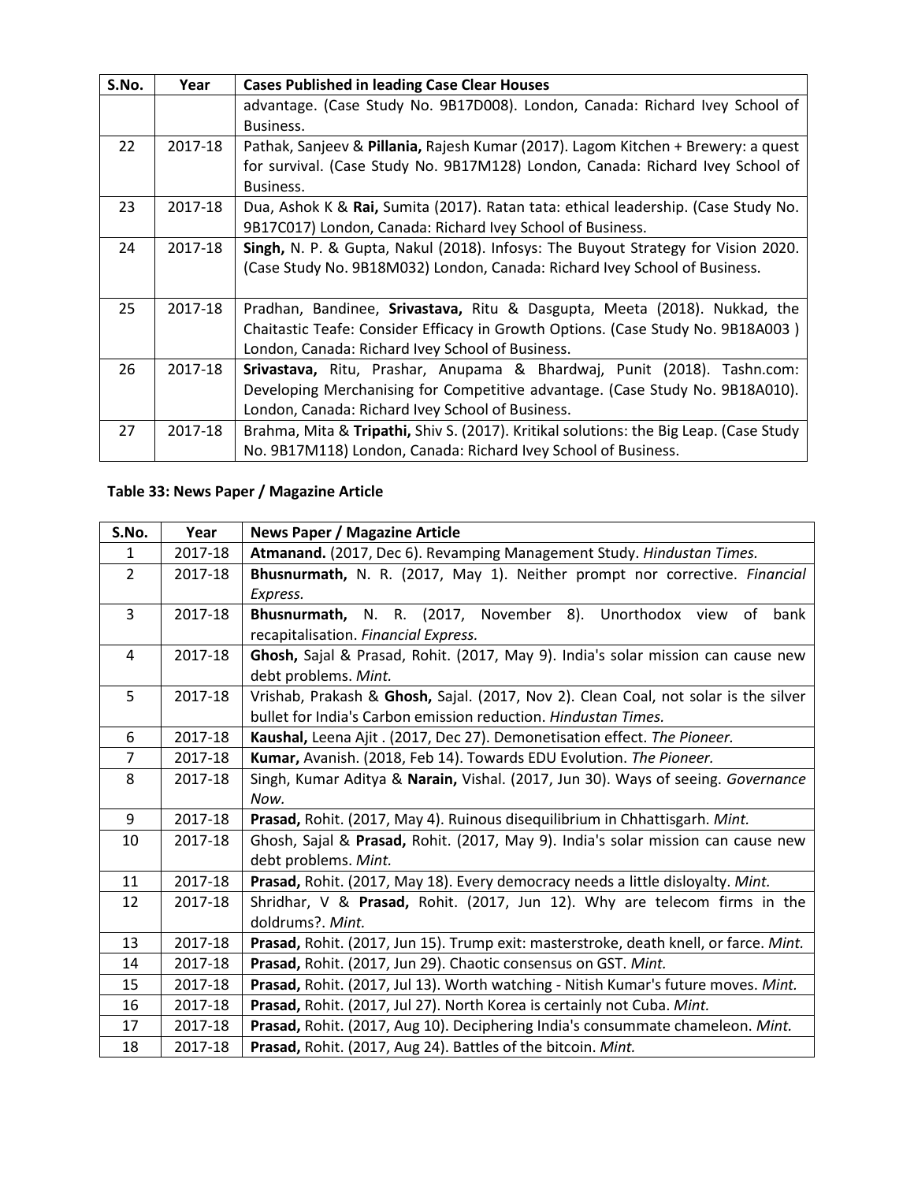| S.No. | Year | Cases Published in leading Case Clear Houses |
|---|---|---|
| | | advantage. (Case Study No. 9B17D008). London, Canada: Richard Ivey School of Business. |
| 22 | 2017-18 | Pathak, Sanjeev & **Pillania,** Rajesh Kumar (2017). Lagom Kitchen + Brewery: a quest for survival. (Case Study No. 9B17M128) London, Canada: Richard Ivey School of Business. |
| 23 | 2017-18 | Dua, Ashok K & **Rai,** Sumita (2017). Ratan tata: ethical leadership. (Case Study No. 9B17C017) London, Canada: Richard Ivey School of Business. |
| 24 | 2017-18 | **Singh,** N. P. & Gupta, Nakul (2018). Infosys: The Buyout Strategy for Vision 2020. (Case Study No. 9B18M032) London, Canada: Richard Ivey School of Business. |
| 25 | 2017-18 | Pradhan, Bandinee, **Srivastava,** Ritu & Dasgupta, Meeta (2018). Nukkad, the Chaitastic Teafe: Consider Efficacy in Growth Options. (Case Study No. 9B18A003 ) London, Canada: Richard Ivey School of Business. |
| 26 | 2017-18 | **Srivastava,** Ritu, Prashar, Anupama & Bhardwaj, Punit (2018). Tashn.com: Developing Merchanising for Competitive advantage. (Case Study No. 9B18A010). London, Canada: Richard Ivey School of Business. |
| 27 | 2017-18 | Brahma, Mita & **Tripathi,** Shiv S. (2017). Kritikal solutions: the Big Leap. (Case Study No. 9B17M118) London, Canada: Richard Ivey School of Business. |

**Table 33: News Paper / Magazine Article**

| S.No. | Year | News Paper / Magazine Article |
|---|---|---|
| 1 | 2017-18 | **Atmanand.** (2017, Dec 6). Revamping Management Study. *Hindustan Times.* |
| 2 | 2017-18 | **Bhusnurmath,** N. R. (2017, May 1). Neither prompt nor corrective. *Financial Express.* |
| 3 | 2017-18 | **Bhusnurmath,** N. R. (2017, November 8). Unorthodox view of bank recapitalisation. *Financial Express.* |
| 4 | 2017-18 | **Ghosh,** Sajal & Prasad, Rohit. (2017, May 9). India's solar mission can cause new debt problems. *Mint.* |
| 5 | 2017-18 | Vrishab, Prakash & **Ghosh,** Sajal. (2017, Nov 2). Clean Coal, not solar is the silver bullet for India's Carbon emission reduction. *Hindustan Times.* |
| 6 | 2017-18 | **Kaushal,** Leena Ajit . (2017, Dec 27). Demonetisation effect. *The Pioneer.* |
| 7 | 2017-18 | **Kumar,** Avanish. (2018, Feb 14). Towards EDU Evolution. *The Pioneer.* |
| 8 | 2017-18 | Singh, Kumar Aditya & **Narain,** Vishal. (2017, Jun 30). Ways of seeing. *Governance Now.* |
| 9 | 2017-18 | **Prasad,** Rohit. (2017, May 4). Ruinous disequilibrium in Chhattisgarh. *Mint.* |
| 10 | 2017-18 | Ghosh, Sajal & **Prasad,** Rohit. (2017, May 9). India's solar mission can cause new debt problems. *Mint.* |
| 11 | 2017-18 | **Prasad,** Rohit. (2017, May 18). Every democracy needs a little disloyalty. *Mint.* |
| 12 | 2017-18 | Shridhar, V & **Prasad,** Rohit. (2017, Jun 12). Why are telecom firms in the doldrums?. *Mint.* |
| 13 | 2017-18 | **Prasad,** Rohit. (2017, Jun 15). Trump exit: masterstroke, death knell, or farce. *Mint.* |
| 14 | 2017-18 | **Prasad,** Rohit. (2017, Jun 29). Chaotic consensus on GST. *Mint.* |
| 15 | 2017-18 | **Prasad,** Rohit. (2017, Jul 13). Worth watching - Nitish Kumar's future moves. *Mint.* |
| 16 | 2017-18 | **Prasad,** Rohit. (2017, Jul 27). North Korea is certainly not Cuba. *Mint.* |
| 17 | 2017-18 | **Prasad,** Rohit. (2017, Aug 10). Deciphering India's consummate chameleon. *Mint.* |
| 18 | 2017-18 | **Prasad,** Rohit. (2017, Aug 24). Battles of the bitcoin. *Mint.* |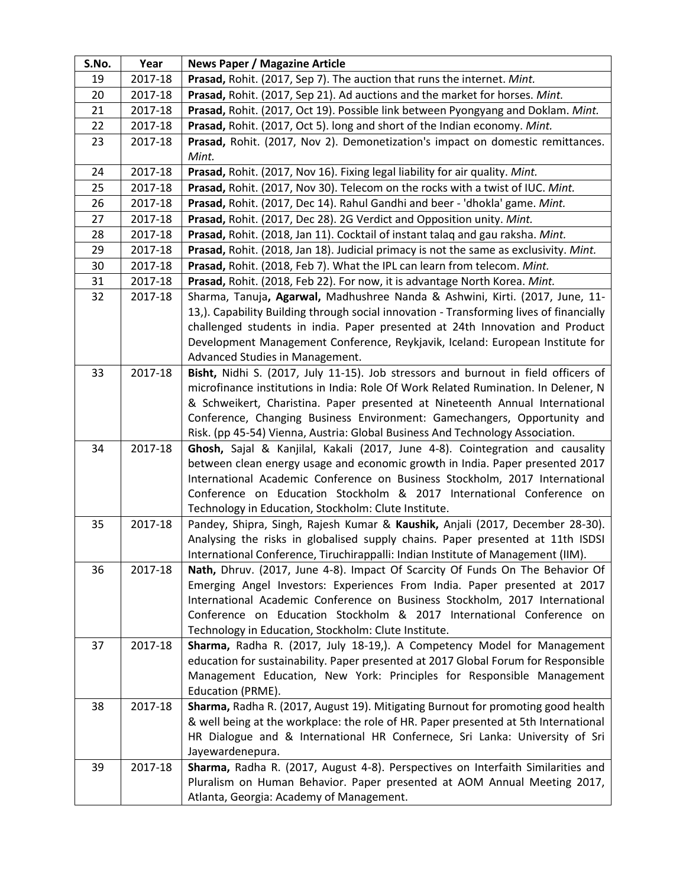| S.No. | Year | News Paper / Magazine Article |
|---|---|---|
| 19 | 2017-18 | **Prasad,** Rohit. (2017, Sep 7). The auction that runs the internet. *Mint.* |
| 20 | 2017-18 | **Prasad,** Rohit. (2017, Sep 21). Ad auctions and the market for horses. *Mint.* |
| 21 | 2017-18 | **Prasad,** Rohit. (2017, Oct 19). Possible link between Pyongyang and Doklam. *Mint.* |
| 22 | 2017-18 | **Prasad,** Rohit. (2017, Oct 5). long and short of the Indian economy. *Mint.* |
| 23 | 2017-18 | **Prasad,** Rohit. (2017, Nov 2). Demonetization's impact on domestic remittances. *Mint.* |
| 24 | 2017-18 | **Prasad,** Rohit. (2017, Nov 16). Fixing legal liability for air quality. *Mint.* |
| 25 | 2017-18 | **Prasad,** Rohit. (2017, Nov 30). Telecom on the rocks with a twist of IUC. *Mint.* |
| 26 | 2017-18 | **Prasad,** Rohit. (2017, Dec 14). Rahul Gandhi and beer - 'dhokla' game. *Mint.* |
| 27 | 2017-18 | **Prasad,** Rohit. (2017, Dec 28). 2G Verdict and Opposition unity. *Mint.* |
| 28 | 2017-18 | **Prasad,** Rohit. (2018, Jan 11). Cocktail of instant talaq and gau raksha. *Mint.* |
| 29 | 2017-18 | **Prasad,** Rohit. (2018, Jan 18). Judicial primacy is not the same as exclusivity. *Mint.* |
| 30 | 2017-18 | **Prasad,** Rohit. (2018, Feb 7). What the IPL can learn from telecom. *Mint.* |
| 31 | 2017-18 | **Prasad,** Rohit. (2018, Feb 22). For now, it is advantage North Korea. *Mint.* |
| 32 | 2017-18 | Sharma, Tanuja**, Agarwal,** Madhushree Nanda & Ashwini, Kirti. (2017, June, 11-13,). Capability Building through social innovation - Transforming lives of financially challenged students in india. Paper presented at 24th Innovation and Product Development Management Conference, Reykjavik, Iceland: European Institute for Advanced Studies in Management. |
| 33 | 2017-18 | **Bisht,** Nidhi S. (2017, July 11-15). Job stressors and burnout in field officers of microfinance institutions in India: Role Of Work Related Rumination. In Delener, N & Schweikert, Charistina. Paper presented at Nineteenth Annual International Conference, Changing Business Environment: Gamechangers, Opportunity and Risk. (pp 45-54) Vienna, Austria: Global Business And Technology Association. |
| 34 | 2017-18 | **Ghosh,** Sajal & Kanjilal, Kakali (2017, June 4-8). Cointegration and causality between clean energy usage and economic growth in India. Paper presented 2017 International Academic Conference on Business Stockholm, 2017 International Conference on Education Stockholm & 2017 International Conference on Technology in Education, Stockholm: Clute Institute. |
| 35 | 2017-18 | Pandey, Shipra, Singh, Rajesh Kumar & **Kaushik,** Anjali (2017, December 28-30). Analysing the risks in globalised supply chains. Paper presented at 11th ISDSI International Conference, Tiruchirappalli: Indian Institute of Management (IIM). |
| 36 | 2017-18 | **Nath,** Dhruv. (2017, June 4-8). Impact Of Scarcity Of Funds On The Behavior Of Emerging Angel Investors: Experiences From India. Paper presented at 2017 International Academic Conference on Business Stockholm, 2017 International Conference on Education Stockholm & 2017 International Conference on Technology in Education, Stockholm: Clute Institute. |
| 37 | 2017-18 | **Sharma,** Radha R. (2017, July 18-19,). A Competency Model for Management education for sustainability. Paper presented at 2017 Global Forum for Responsible Management Education, New York: Principles for Responsible Management Education (PRME). |
| 38 | 2017-18 | **Sharma,** Radha R. (2017, August 19). Mitigating Burnout for promoting good health & well being at the workplace: the role of HR. Paper presented at 5th International HR Dialogue and & International HR Confernece, Sri Lanka: University of Sri Jayewardenepura. |
| 39 | 2017-18 | **Sharma,** Radha R. (2017, August 4-8). Perspectives on Interfaith Similarities and Pluralism on Human Behavior. Paper presented at AOM Annual Meeting 2017, Atlanta, Georgia: Academy of Management. |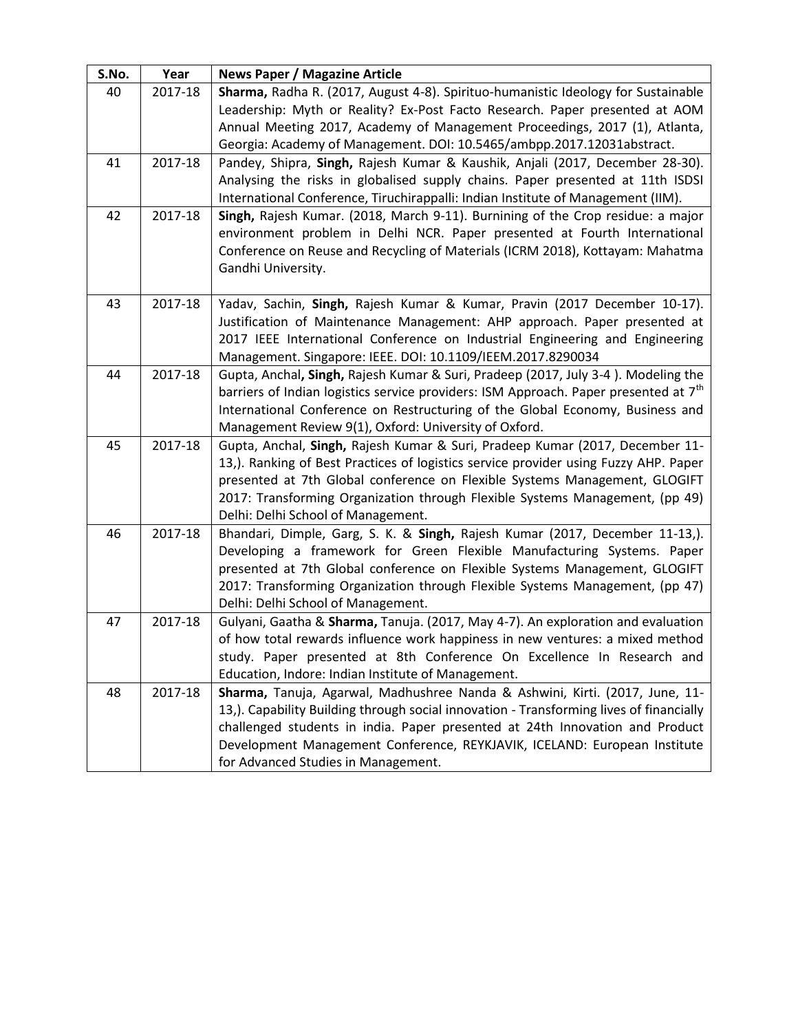| S.No. | Year | News Paper / Magazine Article |
|---|---|---|
| 40 | 2017-18 | **Sharma,** Radha R. (2017, August 4-8). Spirituo-humanistic Ideology for Sustainable Leadership: Myth or Reality? Ex-Post Facto Research. Paper presented at AOM Annual Meeting 2017, Academy of Management Proceedings, 2017 (1), Atlanta, Georgia: Academy of Management. DOI: 10.5465/ambpp.2017.12031abstract. |
| 41 | 2017-18 | Pandey, Shipra, **Singh,** Rajesh Kumar & Kaushik, Anjali (2017, December 28-30). Analysing the risks in globalised supply chains. Paper presented at 11th ISDSI International Conference, Tiruchirappalli: Indian Institute of Management (IIM). |
| 42 | 2017-18 | **Singh,** Rajesh Kumar. (2018, March 9-11). Burnining of the Crop residue: a major environment problem in Delhi NCR. Paper presented at Fourth International Conference on Reuse and Recycling of Materials (ICRM 2018), Kottayam: Mahatma Gandhi University. |
| 43 | 2017-18 | Yadav, Sachin, **Singh,** Rajesh Kumar & Kumar, Pravin (2017 December 10-17). Justification of Maintenance Management: AHP approach. Paper presented at 2017 IEEE International Conference on Industrial Engineering and Engineering Management. Singapore: IEEE. DOI: 10.1109/IEEM.2017.8290034 |
| 44 | 2017-18 | Gupta, Anchal**, Singh,** Rajesh Kumar & Suri, Pradeep (2017, July 3-4 ). Modeling the barriers of Indian logistics service providers: ISM Approach. Paper presented at 7th International Conference on Restructuring of the Global Economy, Business and Management Review 9(1), Oxford: University of Oxford. |
| 45 | 2017-18 | Gupta, Anchal, **Singh,** Rajesh Kumar & Suri, Pradeep Kumar (2017, December 11-13,). Ranking of Best Practices of logistics service provider using Fuzzy AHP. Paper presented at 7th Global conference on Flexible Systems Management, GLOGIFT 2017: Transforming Organization through Flexible Systems Management, (pp 49) Delhi: Delhi School of Management. |
| 46 | 2017-18 | Bhandari, Dimple, Garg, S. K. & **Singh,** Rajesh Kumar (2017, December 11-13,). Developing a framework for Green Flexible Manufacturing Systems. Paper presented at 7th Global conference on Flexible Systems Management, GLOGIFT 2017: Transforming Organization through Flexible Systems Management, (pp 47) Delhi: Delhi School of Management. |
| 47 | 2017-18 | Gulyani, Gaatha & **Sharma,** Tanuja. (2017, May 4-7). An exploration and evaluation of how total rewards influence work happiness in new ventures: a mixed method study. Paper presented at 8th Conference On Excellence In Research and Education, Indore: Indian Institute of Management. |
| 48 | 2017-18 | **Sharma,** Tanuja, Agarwal, Madhushree Nanda & Ashwini, Kirti. (2017, June, 11-13,). Capability Building through social innovation - Transforming lives of financially challenged students in india. Paper presented at 24th Innovation and Product Development Management Conference, REYKJAVIK, ICELAND: European Institute for Advanced Studies in Management. |